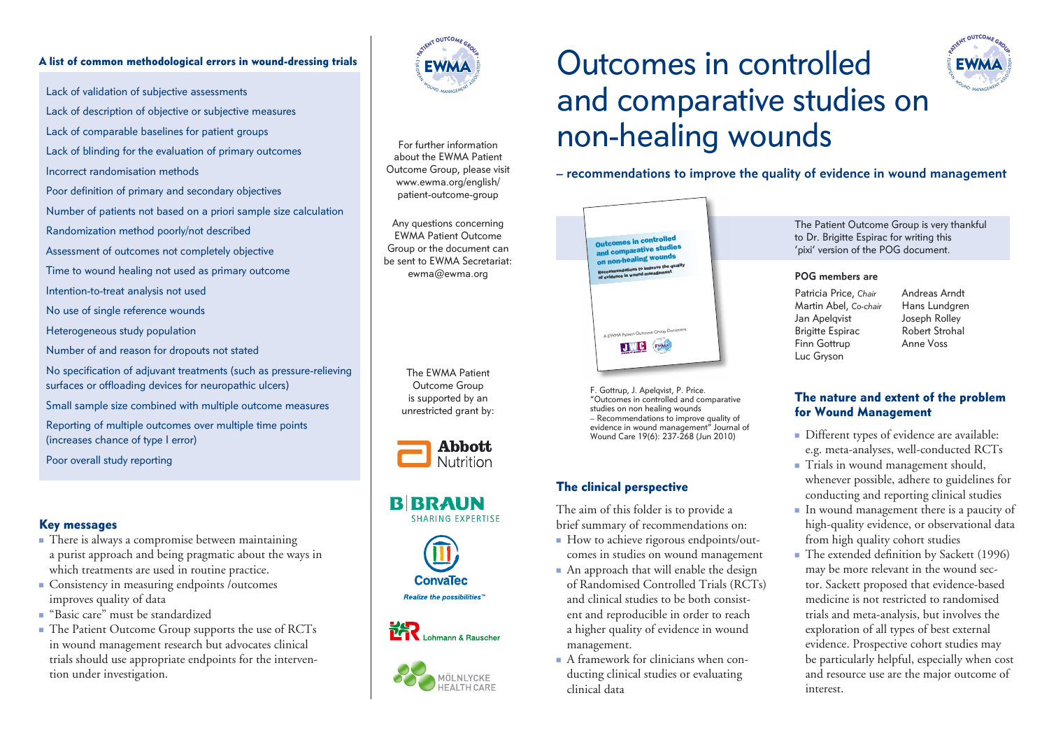# Outcomes in controlled and comparative studies on non-healing wounds

## – recommendations to improve the quality of evidence in wound management

F. Gottrup, J. Apelqvist, P. Price. "Outcomes in controlled and comparative studies on non healing wounds – Recommendations to improve quality of evidence in wound management" Journal of Wound Care 19(6): 237-268 (Jun 2010)

The Patient Outcome Group is very thankful to Dr. Brigitte Espirac for writing this 'pixi' version of the POG document.

### POG members are

Patricia Price, *Chair*
Martin Abel, *Co-chair*
Jan Apelqvist
Brigitte Espirac
Finn Gottrup
Luc Gryson
Andreas Arndt
Hans Lundgren
Joseph Rolley
Robert Strohal
Anne Voss

### The clinical perspective

The aim of this folder is to provide a brief summary of recommendations on:

- How to achieve rigorous endpoints/outcomes in studies on wound management
- An approach that will enable the design of Randomised Controlled Trials (RCTs) and clinical studies to be both consistent and reproducible in order to reach a higher quality of evidence in wound management.
- A framework for clinicians when conducting clinical studies or evaluating clinical data

### The nature and extent of the problem for Wound Management

- Different types of evidence are available: e.g. meta-analyses, well-conducted RCTs
- Trials in wound management should, whenever possible, adhere to guidelines for conducting and reporting clinical studies
- In wound management there is a paucity of high-quality evidence, or observational data from high quality cohort studies
- The extended definition by Sackett (1996) may be more relevant in the wound sector. Sackett proposed that evidence-based medicine is not restricted to randomised trials and meta-analysis, but involves the exploration of all types of best external evidence. Prospective cohort studies may be particularly helpful, especially when cost and resource use are the major outcome of interest.

### A list of common methodological errors in wound-dressing trials

- Lack of validation of subjective assessments
- Lack of description of objective or subjective measures
- Lack of comparable baselines for patient groups
- Lack of blinding for the evaluation of primary outcomes
- Incorrect randomisation methods
- Poor definition of primary and secondary objectives
- Number of patients not based on a priori sample size calculation
- Randomization method poorly/not described
- Assessment of outcomes not completely objective
- Time to wound healing not used as primary outcome
- Intention-to-treat analysis not used
- No use of single reference wounds
- Heterogeneous study population
- Number of and reason for dropouts not stated
- No specification of adjuvant treatments (such as pressure-relieving surfaces or offloading devices for neuropathic ulcers)
- Small sample size combined with multiple outcome measures
- Reporting of multiple outcomes over multiple time points (increases chance of type I error)
- Poor overall study reporting

### Key messages

- There is always a compromise between maintaining a purist approach and being pragmatic about the ways in which treatments are used in routine practice.
- Consistency in measuring endpoints /outcomes improves quality of data
- "Basic care" must be standardized
- The Patient Outcome Group supports the use of RCTs in wound management research but advocates clinical trials should use appropriate endpoints for the intervention under investigation.

For further information about the EWMA Patient Outcome Group, please visit www.ewma.org/english/patient-outcome-group

Any questions concerning EWMA Patient Outcome Group or the document can be sent to EWMA Secretariat: ewma@ewma.org

The EWMA Patient Outcome Group is supported by an unrestricted grant by:

Abbott Nutrition
B|BRAUN SHARING EXPERTISE
ConvaTec Realize the possibilities™
Lohmann & Rauscher
MÖLNLYCKE HEALTH CARE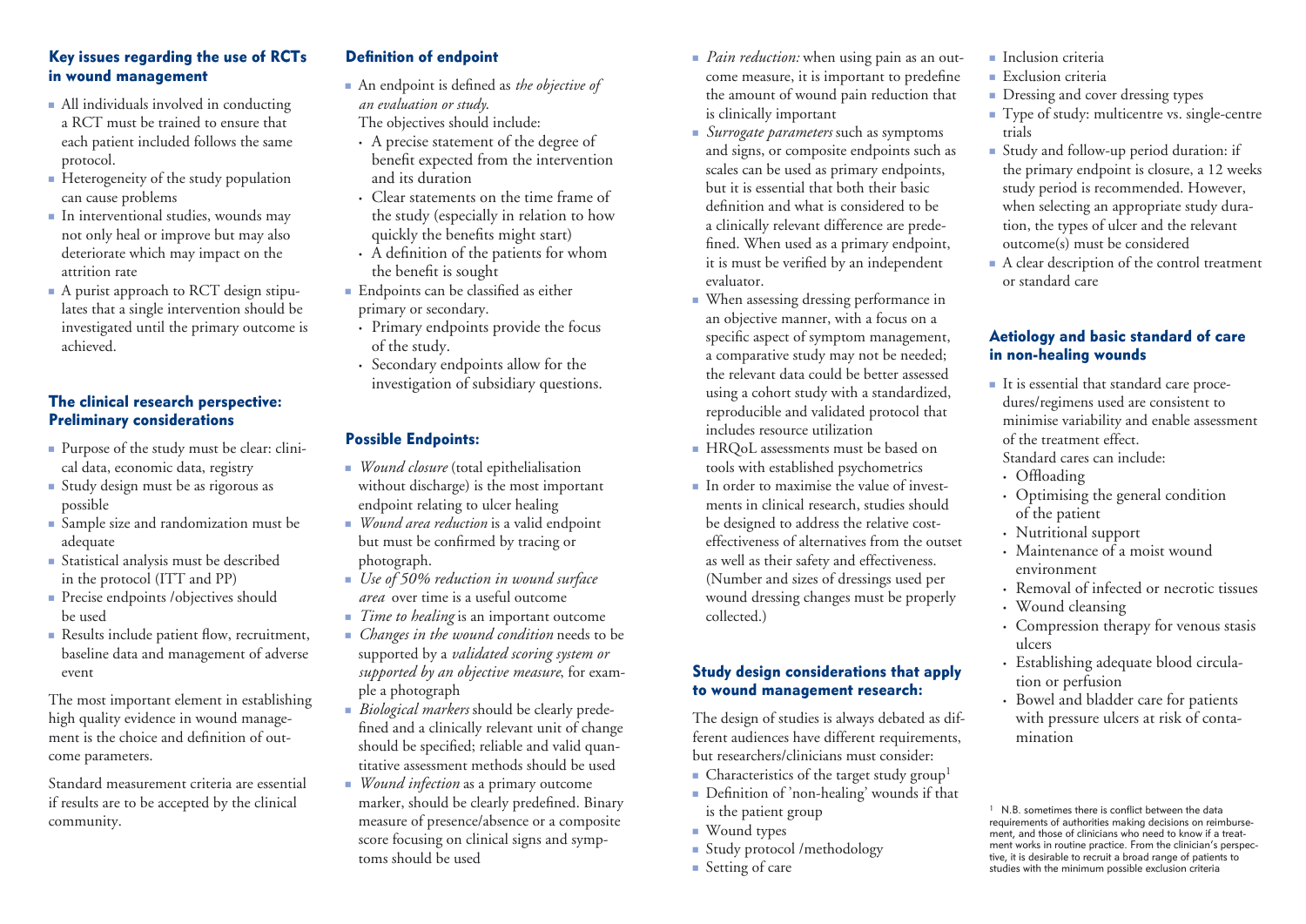## Key issues regarding the use of RCTs in wound management

- All individuals involved in conducting a RCT must be trained to ensure that each patient included follows the same protocol.
- Heterogeneity of the study population can cause problems
- In interventional studies, wounds may not only heal or improve but may also deteriorate which may impact on the attrition rate
- A purist approach to RCT design stipulates that a single intervention should be investigated until the primary outcome is achieved.

## The clinical research perspective: Preliminary considerations

- Purpose of the study must be clear: clinical data, economic data, registry
- Study design must be as rigorous as possible
- Sample size and randomization must be adequate
- Statistical analysis must be described in the protocol (ITT and PP)
- Precise endpoints /objectives should be used
- Results include patient flow, recruitment, baseline data and management of adverse event

The most important element in establishing high quality evidence in wound management is the choice and definition of outcome parameters.

Standard measurement criteria are essential if results are to be accepted by the clinical community.

## Definition of endpoint

- An endpoint is defined as *the objective of an evaluation or study*.
  The objectives should include:
  - A precise statement of the degree of benefit expected from the intervention and its duration
  - Clear statements on the time frame of the study (especially in relation to how quickly the benefits might start)
  - A definition of the patients for whom the benefit is sought
- Endpoints can be classified as either primary or secondary.
  - Primary endpoints provide the focus of the study.
  - Secondary endpoints allow for the investigation of subsidiary questions.

## Possible Endpoints:

- *Wound closure* (total epithelialisation without discharge) is the most important endpoint relating to ulcer healing
- *Wound area reduction* is a valid endpoint but must be confirmed by tracing or photograph.
- *Use of 50% reduction in wound surface area* over time is a useful outcome
- *Time to healing* is an important outcome
- *Changes in the wound condition* needs to be supported by a *validated scoring system or supported by an objective measure*, for example a photograph
- *Biological markers* should be clearly predefined and a clinically relevant unit of change should be specified; reliable and valid quantitative assessment methods should be used
- *Wound infection* as a primary outcome marker, should be clearly predefined. Binary measure of presence/absence or a composite score focusing on clinical signs and symptoms should be used
- *Pain reduction:* when using pain as an outcome measure, it is important to predefine the amount of wound pain reduction that is clinically important
- *Surrogate parameters* such as symptoms and signs, or composite endpoints such as scales can be used as primary endpoints, but it is essential that both their basic definition and what is considered to be a clinically relevant difference are predefined. When used as a primary endpoint, it is must be verified by an independent evaluator.
- When assessing dressing performance in an objective manner, with a focus on a specific aspect of symptom management, a comparative study may not be needed; the relevant data could be better assessed using a cohort study with a standardized, reproducible and validated protocol that includes resource utilization
- HRQoL assessments must be based on tools with established psychometrics
- In order to maximise the value of investments in clinical research, studies should be designed to address the relative cost-effectiveness of alternatives from the outset as well as their safety and effectiveness. (Number and sizes of dressings used per wound dressing changes must be properly collected.)

## Study design considerations that apply to wound management research:

The design of studies is always debated as different audiences have different requirements, but researchers/clinicians must consider:

- Characteristics of the target study group[1]
- Definition of 'non-healing' wounds if that is the patient group
- Wound types
- Study protocol /methodology
- Setting of care
- Inclusion criteria
- Exclusion criteria
- Dressing and cover dressing types
- Type of study: multicentre vs. single-centre trials
- Study and follow-up period duration: if the primary endpoint is closure, a 12 weeks study period is recommended. However, when selecting an appropriate study duration, the types of ulcer and the relevant outcome(s) must be considered
- A clear description of the control treatment or standard care

## Aetiology and basic standard of care in non-healing wounds

- It is essential that standard care procedures/regimens used are consistent to minimise variability and enable assessment of the treatment effect.
  Standard cares can include:
  - Offloading
  - Optimising the general condition of the patient
  - Nutritional support
  - Maintenance of a moist wound environment
  - Removal of infected or necrotic tissues
  - Wound cleansing
  - Compression therapy for venous stasis ulcers
  - Establishing adequate blood circulation or perfusion
  - Bowel and bladder care for patients with pressure ulcers at risk of contamination

[1] N.B. sometimes there is conflict between the data requirements of authorities making decisions on reimbursement, and those of clinicians who need to know if a treatment works in routine practice. From the clinician's perspective, it is desirable to recruit a broad range of patients to studies with the minimum possible exclusion criteria